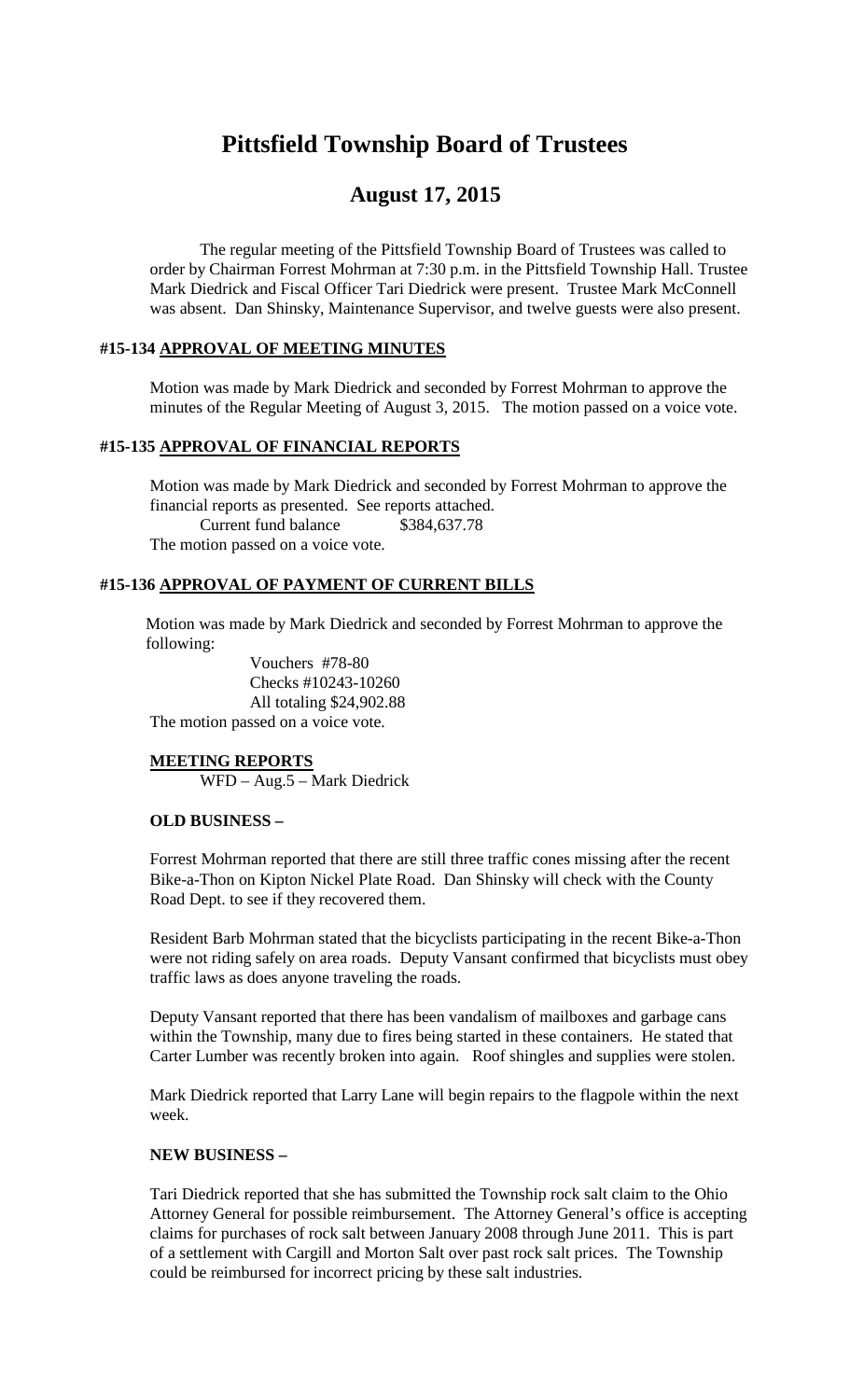# Pittsfield Township Board of Trustees

## August 17, 2015

The regular meeting of the Pittsfield Township Board of Trustees was called to order by Chairman Forrest Mohrman at 7:30 p.m. in the Pittsfield Township Hall. Trustee Mark Diedrick and Fiscal Officer Tari Diedrick were present. Trustee Mark McConnell was absent. Dan Shinsky, Maintenance Supervisor, and twelve guests were also present.

### #15-134 APPROVAL OF MEETING MINUTES

Motion was made by Mark Diedrick and seconded by Forrest Mohrman to approve the minutes of the Regular Meeting of August 3, 2015. The motion passed on a voice vote.

### #15-135 APPROVAL OF FINANCIAL REPORTS

Motion was made by Mark Diedrick and seconded by Forrest Mohrman to approve the financial reports as presented. See reports attached.

Current fund balance $384,637.78

The motion passed on a voice vote.

### #15-136 APPROVAL OF PAYMENT OF CURRENT BILLS

Motion was made by Mark Diedrick and seconded by Forrest Mohrman to approve the following:

Vouchers #78-80
Checks #10243-10260
All totaling $24,902.88

The motion passed on a voice vote.

### MEETING REPORTS

WFD – Aug.5 – Mark Diedrick

### OLD BUSINESS –

Forrest Mohrman reported that there are still three traffic cones missing after the recent Bike-a-Thon on Kipton Nickel Plate Road. Dan Shinsky will check with the County Road Dept. to see if they recovered them.

Resident Barb Mohrman stated that the bicyclists participating in the recent Bike-a-Thon were not riding safely on area roads. Deputy Vansant confirmed that bicyclists must obey traffic laws as does anyone traveling the roads.

Deputy Vansant reported that there has been vandalism of mailboxes and garbage cans within the Township, many due to fires being started in these containers. He stated that Carter Lumber was recently broken into again. Roof shingles and supplies were stolen.

Mark Diedrick reported that Larry Lane will begin repairs to the flagpole within the next week.

### NEW BUSINESS –

Tari Diedrick reported that she has submitted the Township rock salt claim to the Ohio Attorney General for possible reimbursement. The Attorney General's office is accepting claims for purchases of rock salt between January 2008 through June 2011. This is part of a settlement with Cargill and Morton Salt over past rock salt prices. The Township could be reimbursed for incorrect pricing by these salt industries.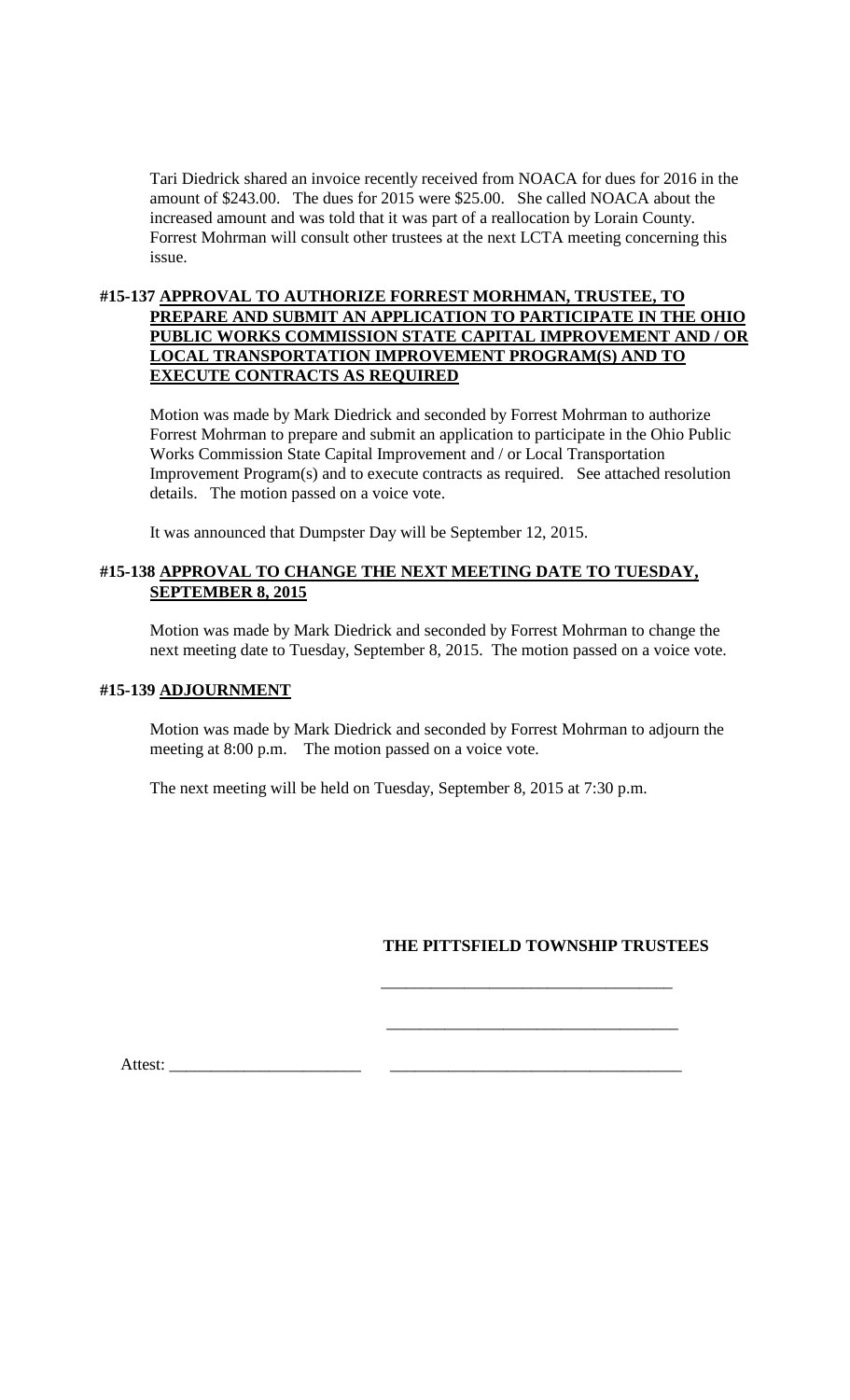Tari Diedrick shared an invoice recently received from NOACA for dues for 2016 in the amount of $243.00. The dues for 2015 were $25.00. She called NOACA about the increased amount and was told that it was part of a reallocation by Lorain County. Forrest Mohrman will consult other trustees at the next LCTA meeting concerning this issue.

**#15-137 APPROVAL TO AUTHORIZE FORREST MORHMAN, TRUSTEE, TO PREPARE AND SUBMIT AN APPLICATION TO PARTICIPATE IN THE OHIO PUBLIC WORKS COMMISSION STATE CAPITAL IMPROVEMENT AND / OR LOCAL TRANSPORTATION IMPROVEMENT PROGRAM(S) AND TO EXECUTE CONTRACTS AS REQUIRED**

Motion was made by Mark Diedrick and seconded by Forrest Mohrman to authorize Forrest Mohrman to prepare and submit an application to participate in the Ohio Public Works Commission State Capital Improvement and / or Local Transportation Improvement Program(s) and to execute contracts as required. See attached resolution details. The motion passed on a voice vote.

It was announced that Dumpster Day will be September 12, 2015.

**#15-138 APPROVAL TO CHANGE THE NEXT MEETING DATE TO TUESDAY, SEPTEMBER 8, 2015**

Motion was made by Mark Diedrick and seconded by Forrest Mohrman to change the next meeting date to Tuesday, September 8, 2015. The motion passed on a voice vote.

**#15-139 ADJOURNMENT**

Motion was made by Mark Diedrick and seconded by Forrest Mohrman to adjourn the meeting at 8:00 p.m. The motion passed on a voice vote.

The next meeting will be held on Tuesday, September 8, 2015 at 7:30 p.m.

**THE PITTSFIELD TOWNSHIP TRUSTEES**

\_\_\_\_\_\_\_\_\_\_\_\_\_\_\_\_\_\_\_\_\_\_\_\_\_\_\_\_\_\_\_\_\_\_\_

\_\_\_\_\_\_\_\_\_\_\_\_\_\_\_\_\_\_\_\_\_\_\_\_\_\_\_\_\_\_\_\_\_\_\_

Attest: \_\_\_\_\_\_\_\_\_\_\_\_\_\_\_\_\_\_\_\_\_\_\_ \_\_\_\_\_\_\_\_\_\_\_\_\_\_\_\_\_\_\_\_\_\_\_\_\_\_\_\_\_\_\_\_\_\_\_